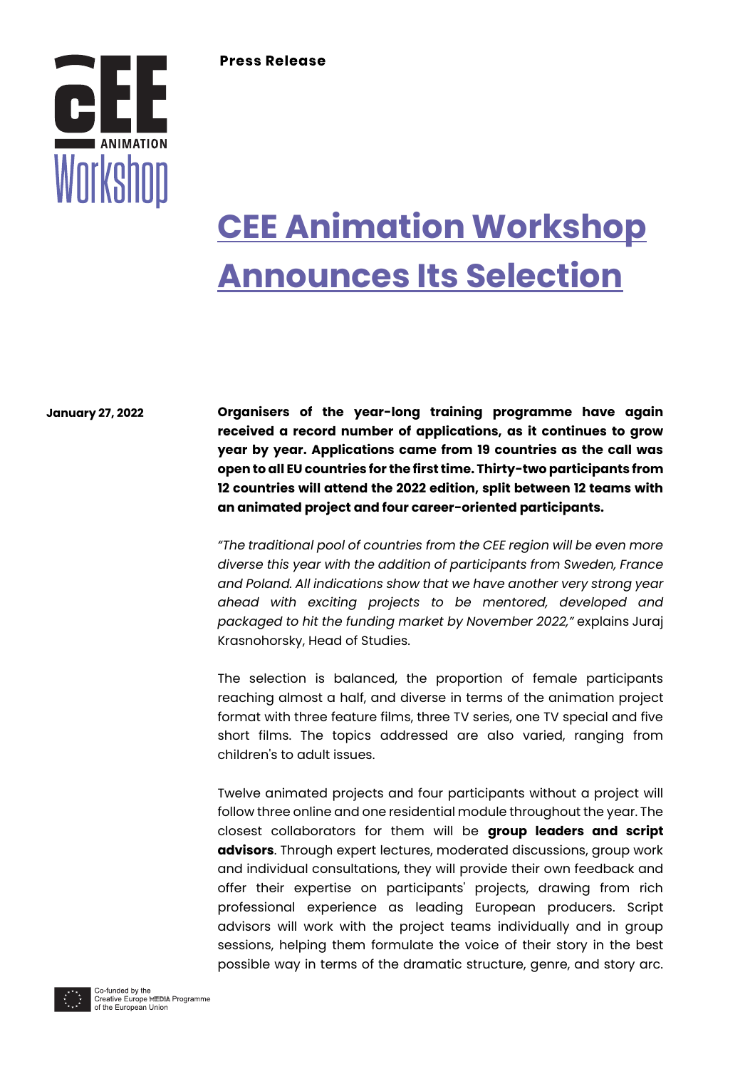**Press Release**

# CEE Animation Workshop Announces Its Selection

**January 27, 2022**

**Organisers of the year-long training programme have again received a record number of applications, as it continues to grow year by year. Applications came from 19 countries as the call was open to all EU countries for the first time. Thirty-two participants from 12 countries will attend the 2022 edition, split between 12 teams with an animated project and four career-oriented participants.**

*"The traditional pool of countries from the CEE region will be even more diverse this year with the addition of participants from Sweden, France and Poland. All indications show that we have another very strong year ahead with exciting projects to be mentored, developed and packaged to hit the funding market by November 2022,"* explains Juraj Krasnohorsky, Head of Studies.

The selection is balanced, the proportion of female participants reaching almost a half, and diverse in terms of the animation project format with three feature films, three TV series, one TV special and five short films. The topics addressed are also varied, ranging from children's to adult issues.

Twelve animated projects and four participants without a project will follow three online and one residential module throughout the year. The closest collaborators for them will be **group leaders and script advisors**. Through expert lectures, moderated discussions, group work and individual consultations, they will provide their own feedback and offer their expertise on participants' projects, drawing from rich professional experience as leading European producers. Script advisors will work with the project teams individually and in group sessions, helping them formulate the voice of their story in the best possible way in terms of the dramatic structure, genre, and story arc.

Co-funded by the Creative Europe MEDIA Programme of the European Union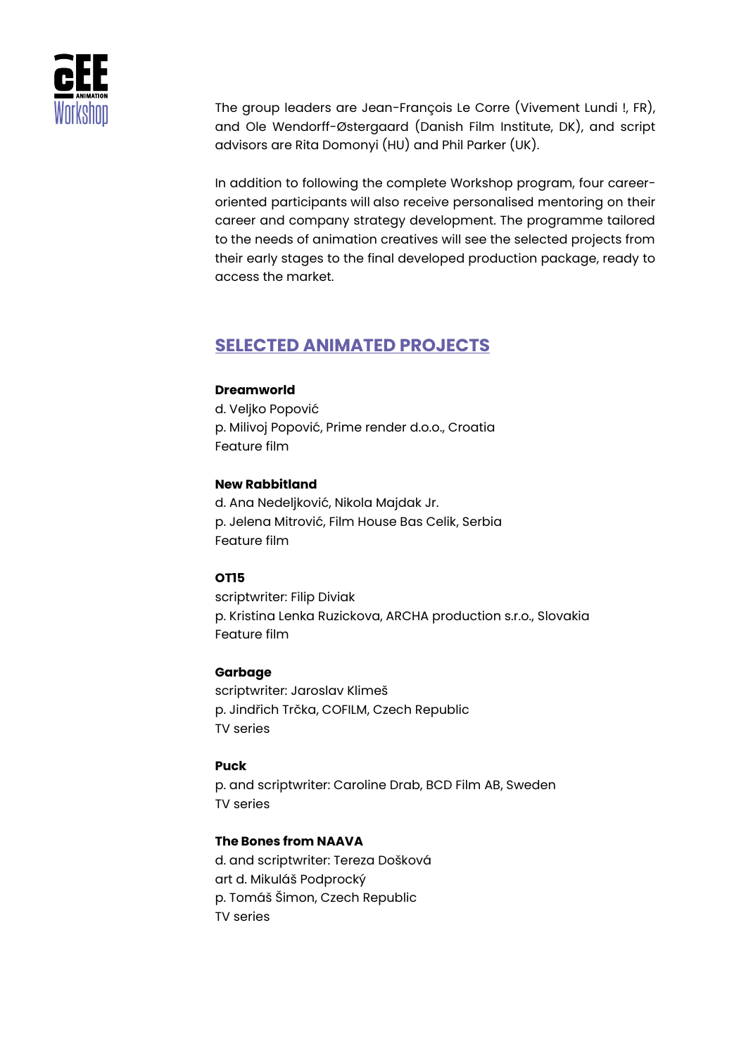The group leaders are Jean-François Le Corre (Vivement Lundi !, FR), and Ole Wendorff-Østergaard (Danish Film Institute, DK), and script advisors are Rita Domonyi (HU) and Phil Parker (UK).

In addition to following the complete Workshop program, four career-oriented participants will also receive personalised mentoring on their career and company strategy development. The programme tailored to the needs of animation creatives will see the selected projects from their early stages to the final developed production package, ready to access the market.

## SELECTED ANIMATED PROJECTS

**Dreamworld**
d. Veljko Popović
p. Milivoj Popović, Prime render d.o.o., Croatia
Feature film

**New Rabbitland**
d. Ana Nedeljković, Nikola Majdak Jr.
p. Jelena Mitrović, Film House Bas Celik, Serbia
Feature film

**OT15**
scriptwriter: Filip Diviak
p. Kristina Lenka Ruzickova, ARCHA production s.r.o., Slovakia
Feature film

**Garbage**
scriptwriter: Jaroslav Klimeš
p. Jindřich Trčka, COFILM, Czech Republic
TV series

**Puck**
p. and scriptwriter: Caroline Drab, BCD Film AB, Sweden
TV series

**The Bones from NAAVA**
d. and scriptwriter: Tereza Došková
art d. Mikuláš Podprocký
p. Tomáš Šimon, Czech Republic
TV series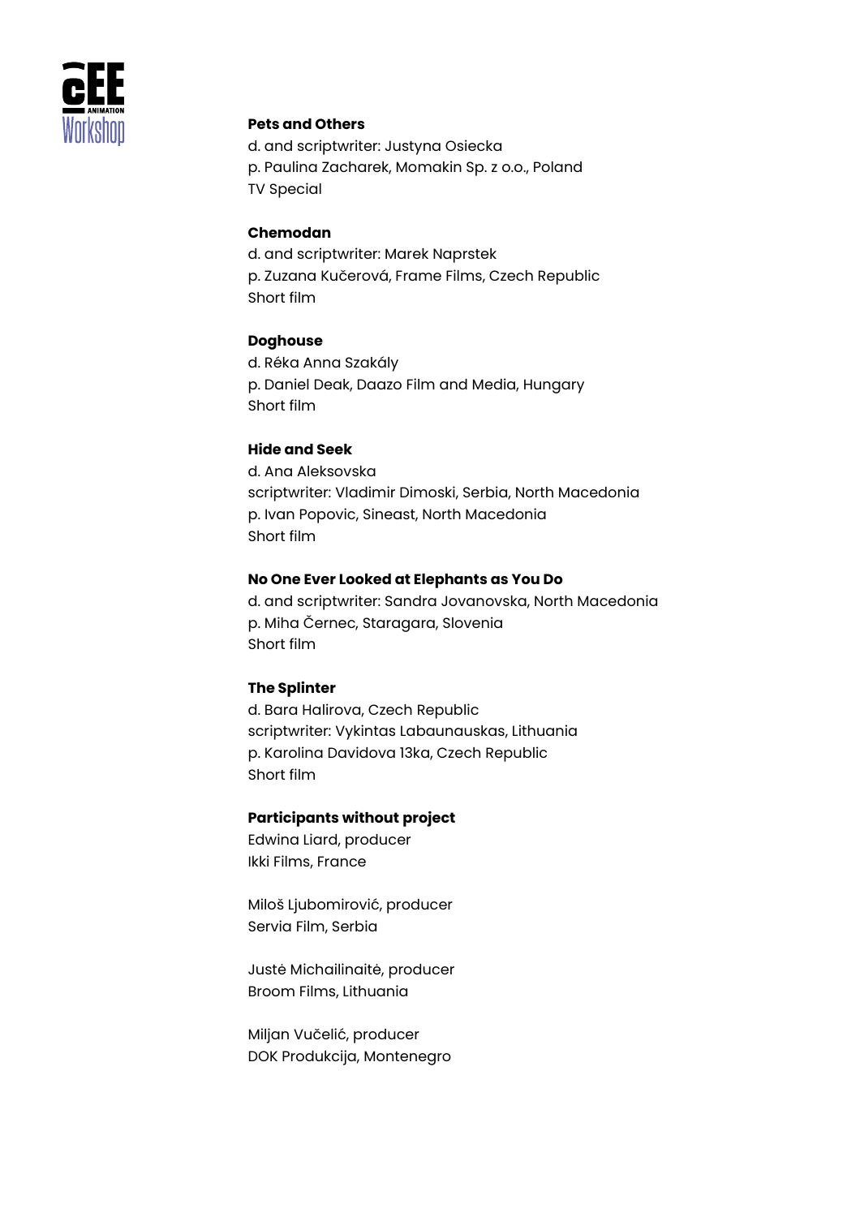**Pets and Others**
d. and scriptwriter: Justyna Osiecka
p. Paulina Zacharek, Momakin Sp. z o.o., Poland
TV Special

**Chemodan**
d. and scriptwriter: Marek Naprstek
p. Zuzana Kučerová, Frame Films, Czech Republic
Short film

**Doghouse**
d. Réka Anna Szakály
p. Daniel Deak, Daazo Film and Media, Hungary
Short film

**Hide and Seek**
d. Ana Aleksovska
scriptwriter: Vladimir Dimoski, Serbia, North Macedonia
p. Ivan Popovic, Sineast, North Macedonia
Short film

**No One Ever Looked at Elephants as You Do**
d. and scriptwriter: Sandra Jovanovska, North Macedonia
p. Miha Černec, Staragara, Slovenia
Short film

**The Splinter**
d. Bara Halirova, Czech Republic
scriptwriter: Vykintas Labaunauskas, Lithuania
p. Karolina Davidova 13ka, Czech Republic
Short film

**Participants without project**
Edwina Liard, producer
Ikki Films, France

Miloš Ljubomirović, producer
Servia Film, Serbia

Justė Michailinaitė, producer
Broom Films, Lithuania

Miljan Vučelić, producer
DOK Produkcija, Montenegro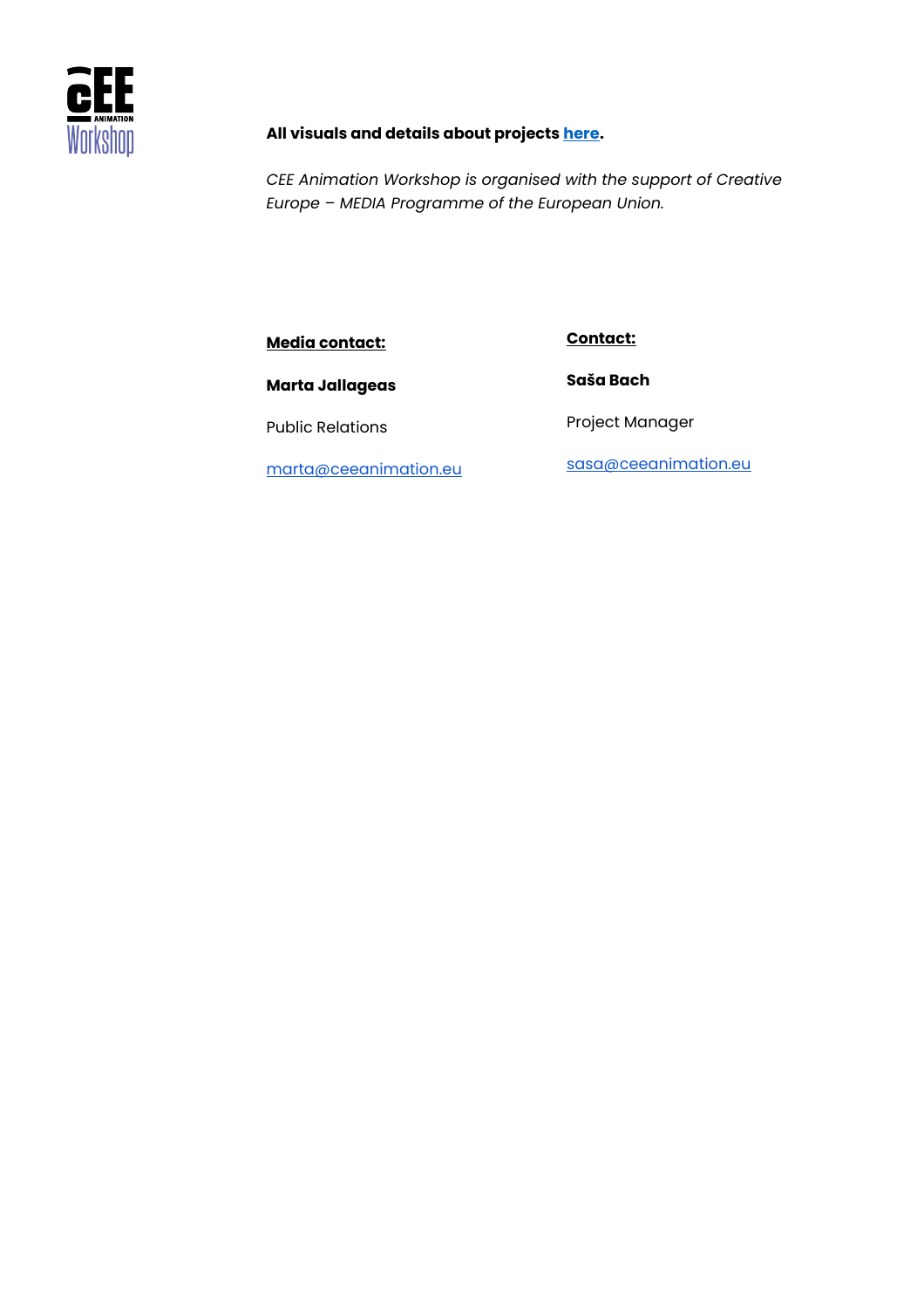**All visuals and details about projects here.**

*CEE Animation Workshop is organised with the support of Creative Europe – MEDIA Programme of the European Union.*

**Media contact:**

**Marta Jallageas**

Public Relations

marta@ceeanimation.eu

**Contact:**

**Saša Bach**

Project Manager

sasa@ceeanimation.eu